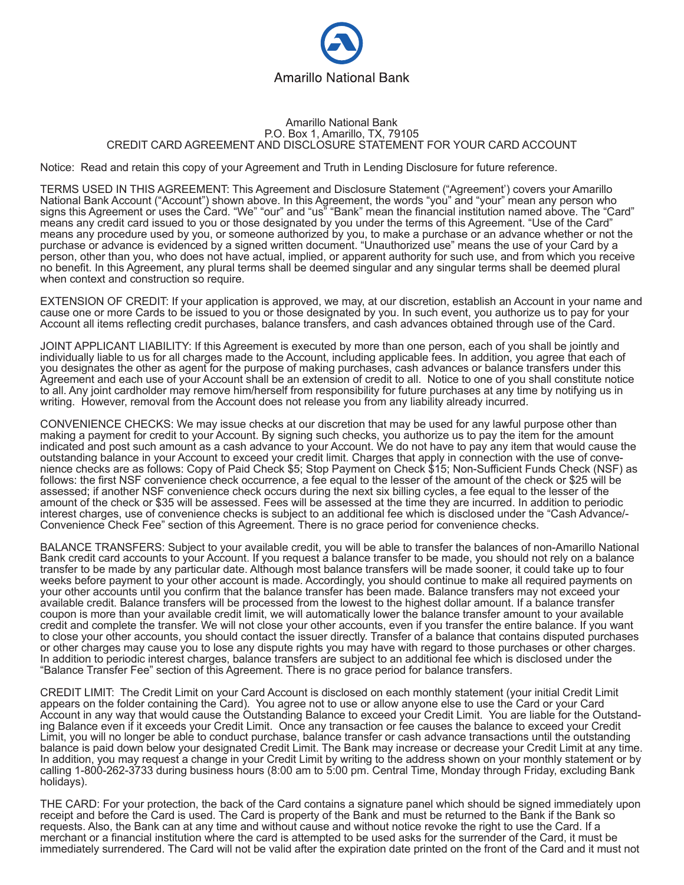Amarillo National Bank

Amarillo National Bank
P.O. Box 1, Amarillo, TX, 79105
CREDIT CARD AGREEMENT AND DISCLOSURE STATEMENT FOR YOUR CARD ACCOUNT

Notice: Read and retain this copy of your Agreement and Truth in Lending Disclosure for future reference.

TERMS USED IN THIS AGREEMENT: This Agreement and Disclosure Statement ("Agreement') covers your Amarillo National Bank Account ("Account") shown above. In this Agreement, the words "you" and "your" mean any person who signs this Agreement or uses the Card. "We" "our" and "us" "Bank" mean the financial institution named above. The "Card" means any credit card issued to you or those designated by you under the terms of this Agreement. "Use of the Card" means any procedure used by you, or someone authorized by you, to make a purchase or an advance whether or not the purchase or advance is evidenced by a signed written document. "Unauthorized use" means the use of your Card by a person, other than you, who does not have actual, implied, or apparent authority for such use, and from which you receive no benefit. In this Agreement, any plural terms shall be deemed singular and any singular terms shall be deemed plural when context and construction so require.

EXTENSION OF CREDIT: If your application is approved, we may, at our discretion, establish an Account in your name and cause one or more Cards to be issued to you or those designated by you. In such event, you authorize us to pay for your Account all items reflecting credit purchases, balance transfers, and cash advances obtained through use of the Card.

JOINT APPLICANT LIABILITY: If this Agreement is executed by more than one person, each of you shall be jointly and individually liable to us for all charges made to the Account, including applicable fees. In addition, you agree that each of you designates the other as agent for the purpose of making purchases, cash advances or balance transfers under this Agreement and each use of your Account shall be an extension of credit to all. Notice to one of you shall constitute notice to all. Any joint cardholder may remove him/herself from responsibility for future purchases at any time by notifying us in writing. However, removal from the Account does not release you from any liability already incurred.

CONVENIENCE CHECKS: We may issue checks at our discretion that may be used for any lawful purpose other than making a payment for credit to your Account. By signing such checks, you authorize us to pay the item for the amount indicated and post such amount as a cash advance to your Account. We do not have to pay any item that would cause the outstanding balance in your Account to exceed your credit limit. Charges that apply in connection with the use of convenience checks are as follows: Copy of Paid Check $5; Stop Payment on Check $15; Non-Sufficient Funds Check (NSF) as follows: the first NSF convenience check occurrence, a fee equal to the lesser of the amount of the check or $25 will be assessed; if another NSF convenience check occurs during the next six billing cycles, a fee equal to the lesser of the amount of the check or $35 will be assessed. Fees will be assessed at the time they are incurred. In addition to periodic interest charges, use of convenience checks is subject to an additional fee which is disclosed under the "Cash Advance/-Convenience Check Fee" section of this Agreement. There is no grace period for convenience checks.

BALANCE TRANSFERS: Subject to your available credit, you will be able to transfer the balances of non-Amarillo National Bank credit card accounts to your Account. If you request a balance transfer to be made, you should not rely on a balance transfer to be made by any particular date. Although most balance transfers will be made sooner, it could take up to four weeks before payment to your other account is made. Accordingly, you should continue to make all required payments on your other accounts until you confirm that the balance transfer has been made. Balance transfers may not exceed your available credit. Balance transfers will be processed from the lowest to the highest dollar amount. If a balance transfer coupon is more than your available credit limit, we will automatically lower the balance transfer amount to your available credit and complete the transfer. We will not close your other accounts, even if you transfer the entire balance. If you want to close your other accounts, you should contact the issuer directly. Transfer of a balance that contains disputed purchases or other charges may cause you to lose any dispute rights you may have with regard to those purchases or other charges. In addition to periodic interest charges, balance transfers are subject to an additional fee which is disclosed under the "Balance Transfer Fee" section of this Agreement. There is no grace period for balance transfers.

CREDIT LIMIT: The Credit Limit on your Card Account is disclosed on each monthly statement (your initial Credit Limit appears on the folder containing the Card). You agree not to use or allow anyone else to use the Card or your Card Account in any way that would cause the Outstanding Balance to exceed your Credit Limit. You are liable for the Outstanding Balance even if it exceeds your Credit Limit. Once any transaction or fee causes the balance to exceed your Credit Limit, you will no longer be able to conduct purchase, balance transfer or cash advance transactions until the outstanding balance is paid down below your designated Credit Limit. The Bank may increase or decrease your Credit Limit at any time. In addition, you may request a change in your Credit Limit by writing to the address shown on your monthly statement or by calling 1-800-262-3733 during business hours (8:00 am to 5:00 pm. Central Time, Monday through Friday, excluding Bank holidays).

THE CARD: For your protection, the back of the Card contains a signature panel which should be signed immediately upon receipt and before the Card is used. The Card is property of the Bank and must be returned to the Bank if the Bank so requests. Also, the Bank can at any time and without cause and without notice revoke the right to use the Card. If a merchant or a financial institution where the card is attempted to be used asks for the surrender of the Card, it must be immediately surrendered. The Card will not be valid after the expiration date printed on the front of the Card and it must not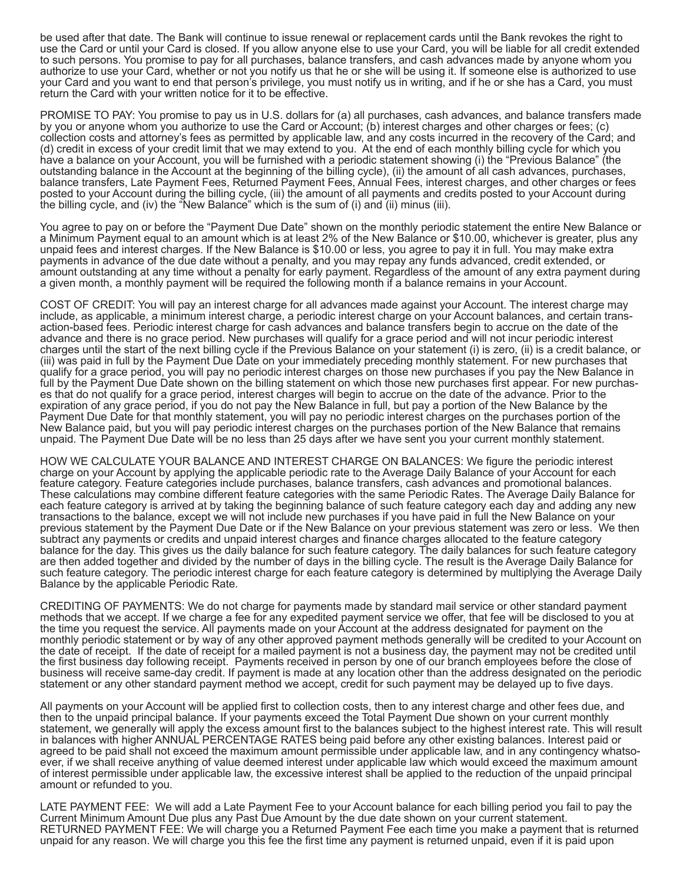be used after that date. The Bank will continue to issue renewal or replacement cards until the Bank revokes the right to use the Card or until your Card is closed. If you allow anyone else to use your Card, you will be liable for all credit extended to such persons. You promise to pay for all purchases, balance transfers, and cash advances made by anyone whom you authorize to use your Card, whether or not you notify us that he or she will be using it. If someone else is authorized to use your Card and you want to end that person's privilege, you must notify us in writing, and if he or she has a Card, you must return the Card with your written notice for it to be effective.

PROMISE TO PAY: You promise to pay us in U.S. dollars for (a) all purchases, cash advances, and balance transfers made by you or anyone whom you authorize to use the Card or Account; (b) interest charges and other charges or fees; (c) collection costs and attorney's fees as permitted by applicable law, and any costs incurred in the recovery of the Card; and (d) credit in excess of your credit limit that we may extend to you. At the end of each monthly billing cycle for which you have a balance on your Account, you will be furnished with a periodic statement showing (i) the "Previous Balance" (the outstanding balance in the Account at the beginning of the billing cycle), (ii) the amount of all cash advances, purchases, balance transfers, Late Payment Fees, Returned Payment Fees, Annual Fees, interest charges, and other charges or fees posted to your Account during the billing cycle, (iii) the amount of all payments and credits posted to your Account during the billing cycle, and (iv) the "New Balance" which is the sum of (i) and (ii) minus (iii).

You agree to pay on or before the "Payment Due Date" shown on the monthly periodic statement the entire New Balance or a Minimum Payment equal to an amount which is at least 2% of the New Balance or $10.00, whichever is greater, plus any unpaid fees and interest charges. If the New Balance is $10.00 or less, you agree to pay it in full. You may make extra payments in advance of the due date without a penalty, and you may repay any funds advanced, credit extended, or amount outstanding at any time without a penalty for early payment. Regardless of the amount of any extra payment during a given month, a monthly payment will be required the following month if a balance remains in your Account.

COST OF CREDIT: You will pay an interest charge for all advances made against your Account. The interest charge may include, as applicable, a minimum interest charge, a periodic interest charge on your Account balances, and certain transaction-based fees. Periodic interest charge for cash advances and balance transfers begin to accrue on the date of the advance and there is no grace period. New purchases will qualify for a grace period and will not incur periodic interest charges until the start of the next billing cycle if the Previous Balance on your statement (i) is zero, (ii) is a credit balance, or (iii) was paid in full by the Payment Due Date on your immediately preceding monthly statement. For new purchases that qualify for a grace period, you will pay no periodic interest charges on those new purchases if you pay the New Balance in full by the Payment Due Date shown on the billing statement on which those new purchases first appear. For new purchases that do not qualify for a grace period, interest charges will begin to accrue on the date of the advance. Prior to the expiration of any grace period, if you do not pay the New Balance in full, but pay a portion of the New Balance by the Payment Due Date for that monthly statement, you will pay no periodic interest charges on the purchases portion of the New Balance paid, but you will pay periodic interest charges on the purchases portion of the New Balance that remains unpaid. The Payment Due Date will be no less than 25 days after we have sent you your current monthly statement.

HOW WE CALCULATE YOUR BALANCE AND INTEREST CHARGE ON BALANCES: We figure the periodic interest charge on your Account by applying the applicable periodic rate to the Average Daily Balance of your Account for each feature category. Feature categories include purchases, balance transfers, cash advances and promotional balances. These calculations may combine different feature categories with the same Periodic Rates. The Average Daily Balance for each feature category is arrived at by taking the beginning balance of such feature category each day and adding any new transactions to the balance, except we will not include new purchases if you have paid in full the New Balance on your previous statement by the Payment Due Date or if the New Balance on your previous statement was zero or less. We then subtract any payments or credits and unpaid interest charges and finance charges allocated to the feature category balance for the day. This gives us the daily balance for such feature category. The daily balances for such feature category are then added together and divided by the number of days in the billing cycle. The result is the Average Daily Balance for such feature category. The periodic interest charge for each feature category is determined by multiplying the Average Daily Balance by the applicable Periodic Rate.

CREDITING OF PAYMENTS: We do not charge for payments made by standard mail service or other standard payment methods that we accept. If we charge a fee for any expedited payment service we offer, that fee will be disclosed to you at the time you request the service. All payments made on your Account at the address designated for payment on the monthly periodic statement or by way of any other approved payment methods generally will be credited to your Account on the date of receipt. If the date of receipt for a mailed payment is not a business day, the payment may not be credited until the first business day following receipt. Payments received in person by one of our branch employees before the close of business will receive same-day credit. If payment is made at any location other than the address designated on the periodic statement or any other standard payment method we accept, credit for such payment may be delayed up to five days.

All payments on your Account will be applied first to collection costs, then to any interest charge and other fees due, and then to the unpaid principal balance. If your payments exceed the Total Payment Due shown on your current monthly statement, we generally will apply the excess amount first to the balances subject to the highest interest rate. This will result in balances with higher ANNUAL PERCENTAGE RATES being paid before any other existing balances. Interest paid or agreed to be paid shall not exceed the maximum amount permissible under applicable law, and in any contingency whatsoever, if we shall receive anything of value deemed interest under applicable law which would exceed the maximum amount of interest permissible under applicable law, the excessive interest shall be applied to the reduction of the unpaid principal amount or refunded to you.

LATE PAYMENT FEE: We will add a Late Payment Fee to your Account balance for each billing period you fail to pay the Current Minimum Amount Due plus any Past Due Amount by the due date shown on your current statement.
RETURNED PAYMENT FEE: We will charge you a Returned Payment Fee each time you make a payment that is returned unpaid for any reason. We will charge you this fee the first time any payment is returned unpaid, even if it is paid upon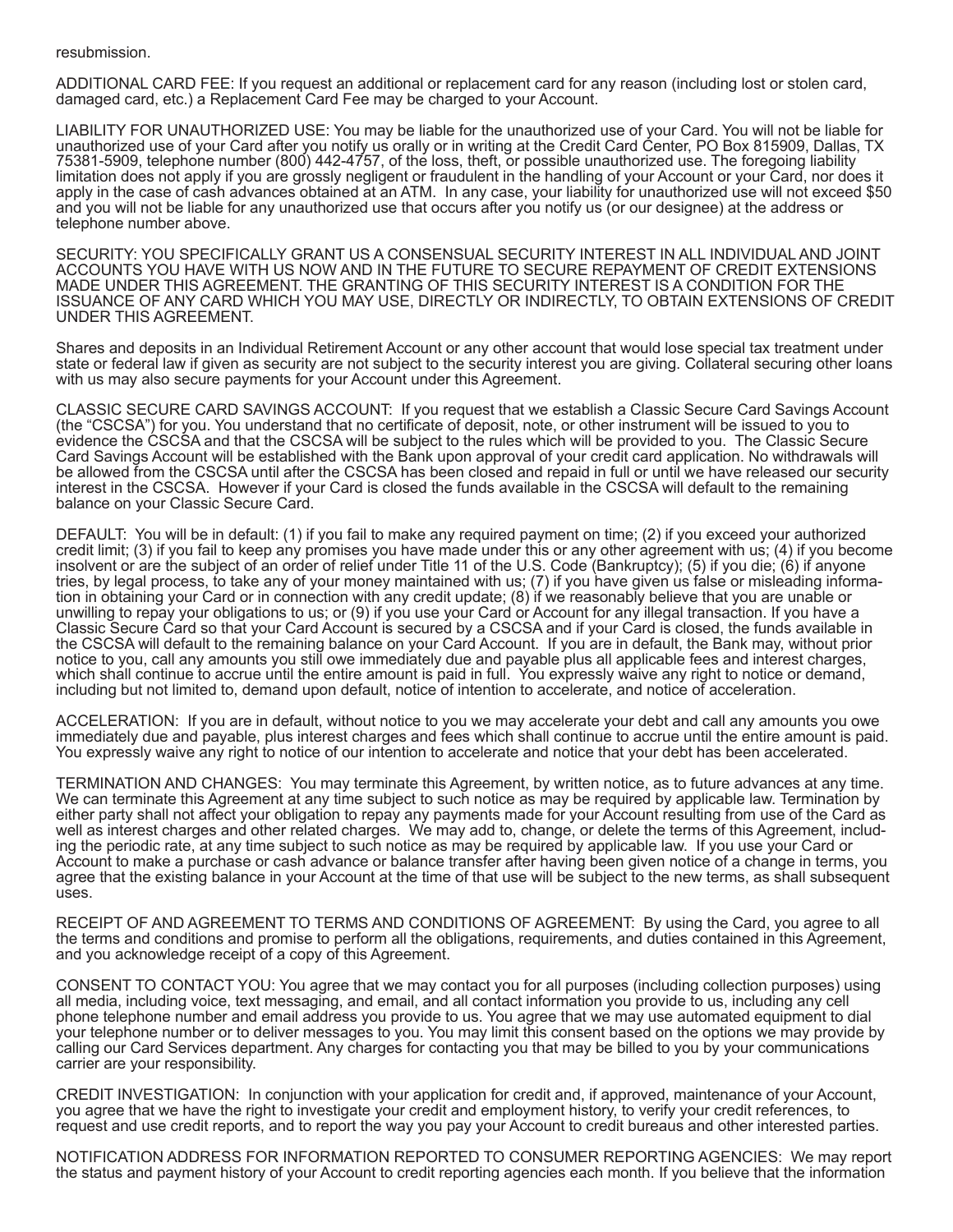resubmission.

ADDITIONAL CARD FEE: If you request an additional or replacement card for any reason (including lost or stolen card, damaged card, etc.) a Replacement Card Fee may be charged to your Account.

LIABILITY FOR UNAUTHORIZED USE: You may be liable for the unauthorized use of your Card. You will not be liable for unauthorized use of your Card after you notify us orally or in writing at the Credit Card Center, PO Box 815909, Dallas, TX 75381-5909, telephone number (800) 442-4757, of the loss, theft, or possible unauthorized use. The foregoing liability limitation does not apply if you are grossly negligent or fraudulent in the handling of your Account or your Card, nor does it apply in the case of cash advances obtained at an ATM. In any case, your liability for unauthorized use will not exceed $50 and you will not be liable for any unauthorized use that occurs after you notify us (or our designee) at the address or telephone number above.

SECURITY: YOU SPECIFICALLY GRANT US A CONSENSUAL SECURITY INTEREST IN ALL INDIVIDUAL AND JOINT ACCOUNTS YOU HAVE WITH US NOW AND IN THE FUTURE TO SECURE REPAYMENT OF CREDIT EXTENSIONS MADE UNDER THIS AGREEMENT. THE GRANTING OF THIS SECURITY INTEREST IS A CONDITION FOR THE ISSUANCE OF ANY CARD WHICH YOU MAY USE, DIRECTLY OR INDIRECTLY, TO OBTAIN EXTENSIONS OF CREDIT UNDER THIS AGREEMENT.

Shares and deposits in an Individual Retirement Account or any other account that would lose special tax treatment under state or federal law if given as security are not subject to the security interest you are giving. Collateral securing other loans with us may also secure payments for your Account under this Agreement.

CLASSIC SECURE CARD SAVINGS ACCOUNT: If you request that we establish a Classic Secure Card Savings Account (the "CSCSA") for you. You understand that no certificate of deposit, note, or other instrument will be issued to you to evidence the CSCSA and that the CSCSA will be subject to the rules which will be provided to you. The Classic Secure Card Savings Account will be established with the Bank upon approval of your credit card application. No withdrawals will be allowed from the CSCSA until after the CSCSA has been closed and repaid in full or until we have released our security interest in the CSCSA. However if your Card is closed the funds available in the CSCSA will default to the remaining balance on your Classic Secure Card.

DEFAULT: You will be in default: (1) if you fail to make any required payment on time; (2) if you exceed your authorized credit limit; (3) if you fail to keep any promises you have made under this or any other agreement with us; (4) if you become insolvent or are the subject of an order of relief under Title 11 of the U.S. Code (Bankruptcy); (5) if you die; (6) if anyone tries, by legal process, to take any of your money maintained with us; (7) if you have given us false or misleading information in obtaining your Card or in connection with any credit update; (8) if we reasonably believe that you are unable or unwilling to repay your obligations to us; or (9) if you use your Card or Account for any illegal transaction. If you have a Classic Secure Card so that your Card Account is secured by a CSCSA and if your Card is closed, the funds available in the CSCSA will default to the remaining balance on your Card Account. If you are in default, the Bank may, without prior notice to you, call any amounts you still owe immediately due and payable plus all applicable fees and interest charges, which shall continue to accrue until the entire amount is paid in full. You expressly waive any right to notice or demand, including but not limited to, demand upon default, notice of intention to accelerate, and notice of acceleration.

ACCELERATION: If you are in default, without notice to you we may accelerate your debt and call any amounts you owe immediately due and payable, plus interest charges and fees which shall continue to accrue until the entire amount is paid. You expressly waive any right to notice of our intention to accelerate and notice that your debt has been accelerated.

TERMINATION AND CHANGES: You may terminate this Agreement, by written notice, as to future advances at any time. We can terminate this Agreement at any time subject to such notice as may be required by applicable law. Termination by either party shall not affect your obligation to repay any payments made for your Account resulting from use of the Card as well as interest charges and other related charges. We may add to, change, or delete the terms of this Agreement, including the periodic rate, at any time subject to such notice as may be required by applicable law. If you use your Card or Account to make a purchase or cash advance or balance transfer after having been given notice of a change in terms, you agree that the existing balance in your Account at the time of that use will be subject to the new terms, as shall subsequent uses.

RECEIPT OF AND AGREEMENT TO TERMS AND CONDITIONS OF AGREEMENT: By using the Card, you agree to all the terms and conditions and promise to perform all the obligations, requirements, and duties contained in this Agreement, and you acknowledge receipt of a copy of this Agreement.

CONSENT TO CONTACT YOU: You agree that we may contact you for all purposes (including collection purposes) using all media, including voice, text messaging, and email, and all contact information you provide to us, including any cell phone telephone number and email address you provide to us. You agree that we may use automated equipment to dial your telephone number or to deliver messages to you. You may limit this consent based on the options we may provide by calling our Card Services department. Any charges for contacting you that may be billed to you by your communications carrier are your responsibility.

CREDIT INVESTIGATION: In conjunction with your application for credit and, if approved, maintenance of your Account, you agree that we have the right to investigate your credit and employment history, to verify your credit references, to request and use credit reports, and to report the way you pay your Account to credit bureaus and other interested parties.

NOTIFICATION ADDRESS FOR INFORMATION REPORTED TO CONSUMER REPORTING AGENCIES: We may report the status and payment history of your Account to credit reporting agencies each month. If you believe that the information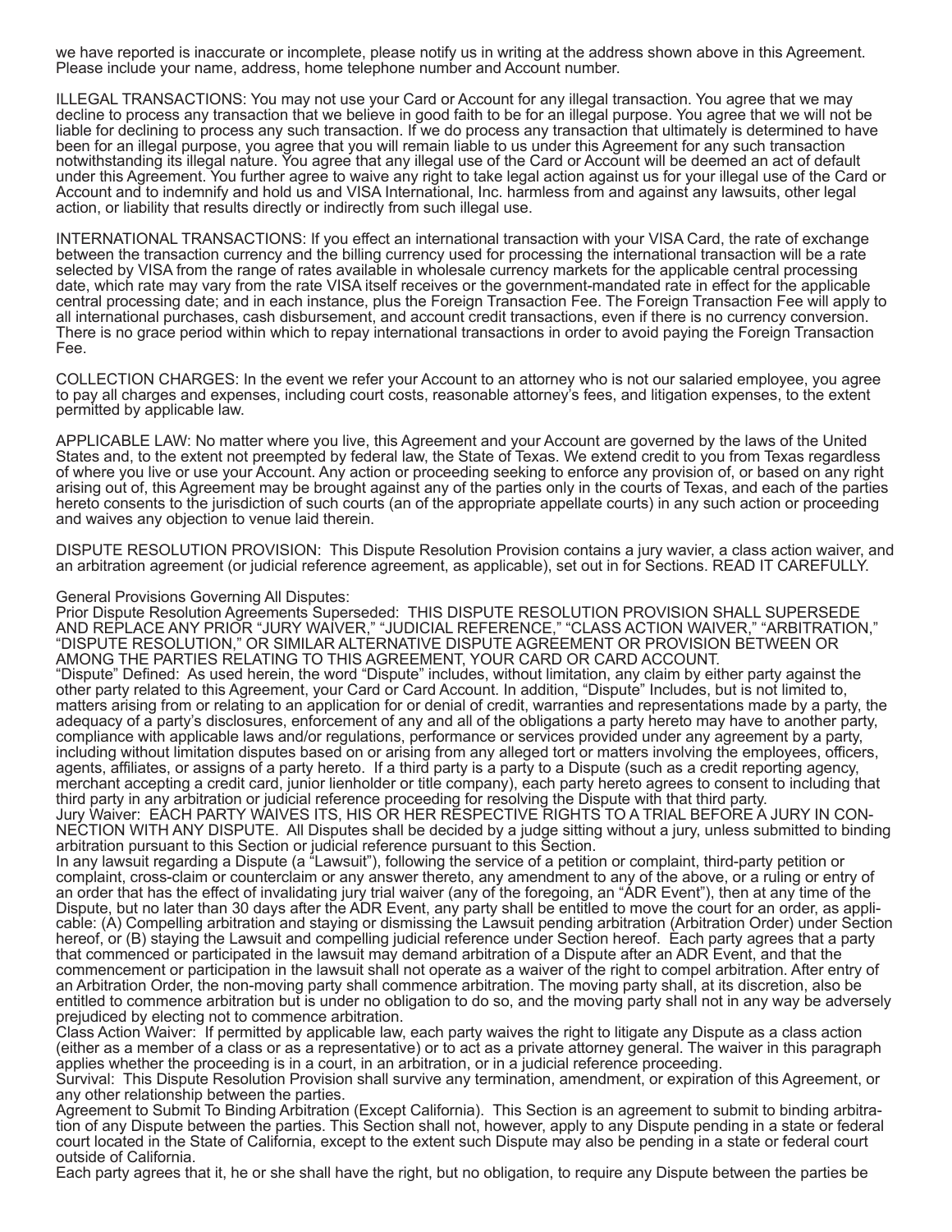we have reported is inaccurate or incomplete, please notify us in writing at the address shown above in this Agreement. Please include your name, address, home telephone number and Account number.

ILLEGAL TRANSACTIONS: You may not use your Card or Account for any illegal transaction. You agree that we may decline to process any transaction that we believe in good faith to be for an illegal purpose. You agree that we will not be liable for declining to process any such transaction. If we do process any transaction that ultimately is determined to have been for an illegal purpose, you agree that you will remain liable to us under this Agreement for any such transaction notwithstanding its illegal nature. You agree that any illegal use of the Card or Account will be deemed an act of default under this Agreement. You further agree to waive any right to take legal action against us for your illegal use of the Card or Account and to indemnify and hold us and VISA International, Inc. harmless from and against any lawsuits, other legal action, or liability that results directly or indirectly from such illegal use.

INTERNATIONAL TRANSACTIONS: If you effect an international transaction with your VISA Card, the rate of exchange between the transaction currency and the billing currency used for processing the international transaction will be a rate selected by VISA from the range of rates available in wholesale currency markets for the applicable central processing date, which rate may vary from the rate VISA itself receives or the government-mandated rate in effect for the applicable central processing date; and in each instance, plus the Foreign Transaction Fee. The Foreign Transaction Fee will apply to all international purchases, cash disbursement, and account credit transactions, even if there is no currency conversion. There is no grace period within which to repay international transactions in order to avoid paying the Foreign Transaction Fee.

COLLECTION CHARGES: In the event we refer your Account to an attorney who is not our salaried employee, you agree to pay all charges and expenses, including court costs, reasonable attorney's fees, and litigation expenses, to the extent permitted by applicable law.

APPLICABLE LAW: No matter where you live, this Agreement and your Account are governed by the laws of the United States and, to the extent not preempted by federal law, the State of Texas. We extend credit to you from Texas regardless of where you live or use your Account. Any action or proceeding seeking to enforce any provision of, or based on any right arising out of, this Agreement may be brought against any of the parties only in the courts of Texas, and each of the parties hereto consents to the jurisdiction of such courts (an of the appropriate appellate courts) in any such action or proceeding and waives any objection to venue laid therein.

DISPUTE RESOLUTION PROVISION: This Dispute Resolution Provision contains a jury wavier, a class action waiver, and an arbitration agreement (or judicial reference agreement, as applicable), set out in for Sections. READ IT CAREFULLY.

General Provisions Governing All Disputes:
Prior Dispute Resolution Agreements Superseded: THIS DISPUTE RESOLUTION PROVISION SHALL SUPERSEDE AND REPLACE ANY PRIOR "JURY WAIVER," "JUDICIAL REFERENCE," "CLASS ACTION WAIVER," "ARBITRATION," "DISPUTE RESOLUTION," OR SIMILAR ALTERNATIVE DISPUTE AGREEMENT OR PROVISION BETWEEN OR AMONG THE PARTIES RELATING TO THIS AGREEMENT, YOUR CARD OR CARD ACCOUNT.
"Dispute" Defined: As used herein, the word "Dispute" includes, without limitation, any claim by either party against the other party related to this Agreement, your Card or Card Account. In addition, "Dispute" Includes, but is not limited to, matters arising from or relating to an application for or denial of credit, warranties and representations made by a party, the adequacy of a party's disclosures, enforcement of any and all of the obligations a party hereto may have to another party, compliance with applicable laws and/or regulations, performance or services provided under any agreement by a party, including without limitation disputes based on or arising from any alleged tort or matters involving the employees, officers, agents, affiliates, or assigns of a party hereto. If a third party is a party to a Dispute (such as a credit reporting agency, merchant accepting a credit card, junior lienholder or title company), each party hereto agrees to consent to including that third party in any arbitration or judicial reference proceeding for resolving the Dispute with that third party.
Jury Waiver: EACH PARTY WAIVES ITS, HIS OR HER RESPECTIVE RIGHTS TO A TRIAL BEFORE A JURY IN CONNECTION WITH ANY DISPUTE. All Disputes shall be decided by a judge sitting without a jury, unless submitted to binding arbitration pursuant to this Section or judicial reference pursuant to this Section.
In any lawsuit regarding a Dispute (a "Lawsuit"), following the service of a petition or complaint, third-party petition or complaint, cross-claim or counterclaim or any answer thereto, any amendment to any of the above, or a ruling or entry of an order that has the effect of invalidating jury trial waiver (any of the foregoing, an "ADR Event"), then at any time of the Dispute, but no later than 30 days after the ADR Event, any party shall be entitled to move the court for an order, as applicable: (A) Compelling arbitration and staying or dismissing the Lawsuit pending arbitration (Arbitration Order) under Section hereof, or (B) staying the Lawsuit and compelling judicial reference under Section hereof. Each party agrees that a party that commenced or participated in the lawsuit may demand arbitration of a Dispute after an ADR Event, and that the commencement or participation in the lawsuit shall not operate as a waiver of the right to compel arbitration. After entry of an Arbitration Order, the non-moving party shall commence arbitration. The moving party shall, at its discretion, also be entitled to commence arbitration but is under no obligation to do so, and the moving party shall not in any way be adversely prejudiced by electing not to commence arbitration.
Class Action Waiver: If permitted by applicable law, each party waives the right to litigate any Dispute as a class action (either as a member of a class or as a representative) or to act as a private attorney general. The waiver in this paragraph applies whether the proceeding is in a court, in an arbitration, or in a judicial reference proceeding.
Survival: This Dispute Resolution Provision shall survive any termination, amendment, or expiration of this Agreement, or any other relationship between the parties.
Agreement to Submit To Binding Arbitration (Except California). This Section is an agreement to submit to binding arbitration of any Dispute between the parties. This Section shall not, however, apply to any Dispute pending in a state or federal court located in the State of California, except to the extent such Dispute may also be pending in a state or federal court outside of California.
Each party agrees that it, he or she shall have the right, but no obligation, to require any Dispute between the parties be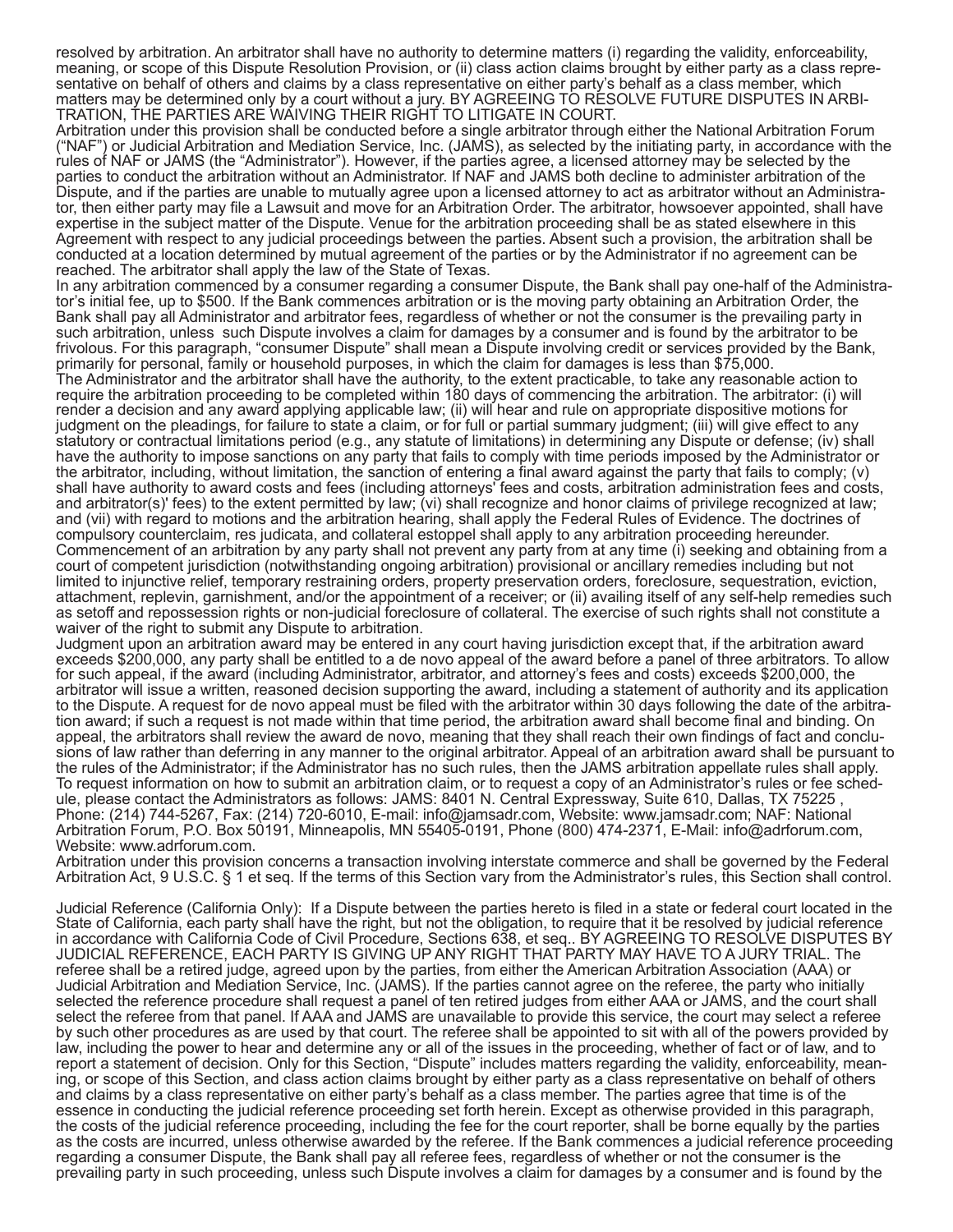resolved by arbitration. An arbitrator shall have no authority to determine matters (i) regarding the validity, enforceability, meaning, or scope of this Dispute Resolution Provision, or (ii) class action claims brought by either party as a class representative on behalf of others and claims by a class representative on either party's behalf as a class member, which matters may be determined only by a court without a jury. BY AGREEING TO RESOLVE FUTURE DISPUTES IN ARBITRATION, THE PARTIES ARE WAIVING THEIR RIGHT TO LITIGATE IN COURT.

Arbitration under this provision shall be conducted before a single arbitrator through either the National Arbitration Forum ("NAF") or Judicial Arbitration and Mediation Service, Inc. (JAMS), as selected by the initiating party, in accordance with the rules of NAF or JAMS (the "Administrator"). However, if the parties agree, a licensed attorney may be selected by the parties to conduct the arbitration without an Administrator. If NAF and JAMS both decline to administer arbitration of the Dispute, and if the parties are unable to mutually agree upon a licensed attorney to act as arbitrator without an Administrator, then either party may file a Lawsuit and move for an Arbitration Order. The arbitrator, howsoever appointed, shall have expertise in the subject matter of the Dispute. Venue for the arbitration proceeding shall be as stated elsewhere in this Agreement with respect to any judicial proceedings between the parties. Absent such a provision, the arbitration shall be conducted at a location determined by mutual agreement of the parties or by the Administrator if no agreement can be reached. The arbitrator shall apply the law of the State of Texas.

In any arbitration commenced by a consumer regarding a consumer Dispute, the Bank shall pay one-half of the Administrator's initial fee, up to $500. If the Bank commences arbitration or is the moving party obtaining an Arbitration Order, the Bank shall pay all Administrator and arbitrator fees, regardless of whether or not the consumer is the prevailing party in such arbitration, unless such Dispute involves a claim for damages by a consumer and is found by the arbitrator to be frivolous. For this paragraph, "consumer Dispute" shall mean a Dispute involving credit or services provided by the Bank, primarily for personal, family or household purposes, in which the claim for damages is less than $75,000.

The Administrator and the arbitrator shall have the authority, to the extent practicable, to take any reasonable action to require the arbitration proceeding to be completed within 180 days of commencing the arbitration. The arbitrator: (i) will render a decision and any award applying applicable law; (ii) will hear and rule on appropriate dispositive motions for judgment on the pleadings, for failure to state a claim, or for full or partial summary judgment; (iii) will give effect to any statutory or contractual limitations period (e.g., any statute of limitations) in determining any Dispute or defense; (iv) shall have the authority to impose sanctions on any party that fails to comply with time periods imposed by the Administrator or the arbitrator, including, without limitation, the sanction of entering a final award against the party that fails to comply; (v) shall have authority to award costs and fees (including attorneys' fees and costs, arbitration administration fees and costs, and arbitrator(s)' fees) to the extent permitted by law; (vi) shall recognize and honor claims of privilege recognized at law; and (vii) with regard to motions and the arbitration hearing, shall apply the Federal Rules of Evidence. The doctrines of compulsory counterclaim, res judicata, and collateral estoppel shall apply to any arbitration proceeding hereunder.

Commencement of an arbitration by any party shall not prevent any party from at any time (i) seeking and obtaining from a court of competent jurisdiction (notwithstanding ongoing arbitration) provisional or ancillary remedies including but not limited to injunctive relief, temporary restraining orders, property preservation orders, foreclosure, sequestration, eviction, attachment, replevin, garnishment, and/or the appointment of a receiver; or (ii) availing itself of any self-help remedies such as setoff and repossession rights or non-judicial foreclosure of collateral. The exercise of such rights shall not constitute a waiver of the right to submit any Dispute to arbitration.

Judgment upon an arbitration award may be entered in any court having jurisdiction except that, if the arbitration award exceeds $200,000, any party shall be entitled to a de novo appeal of the award before a panel of three arbitrators. To allow for such appeal, if the award (including Administrator, arbitrator, and attorney's fees and costs) exceeds $200,000, the arbitrator will issue a written, reasoned decision supporting the award, including a statement of authority and its application to the Dispute. A request for de novo appeal must be filed with the arbitrator within 30 days following the date of the arbitration award; if such a request is not made within that time period, the arbitration award shall become final and binding. On appeal, the arbitrators shall review the award de novo, meaning that they shall reach their own findings of fact and conclusions of law rather than deferring in any manner to the original arbitrator. Appeal of an arbitration award shall be pursuant to the rules of the Administrator; if the Administrator has no such rules, then the JAMS arbitration appellate rules shall apply.

To request information on how to submit an arbitration claim, or to request a copy of an Administrator's rules or fee schedule, please contact the Administrators as follows: JAMS: 8401 N. Central Expressway, Suite 610, Dallas, TX 75225 , Phone: (214) 744-5267, Fax: (214) 720-6010, E-mail: info@jamsadr.com, Website: www.jamsadr.com; NAF: National Arbitration Forum, P.O. Box 50191, Minneapolis, MN 55405-0191, Phone (800) 474-2371, E-Mail: info@adrforum.com, Website: www.adrforum.com.

Arbitration under this provision concerns a transaction involving interstate commerce and shall be governed by the Federal Arbitration Act, 9 U.S.C. § 1 et seq. If the terms of this Section vary from the Administrator's rules, this Section shall control.

Judicial Reference (California Only): If a Dispute between the parties hereto is filed in a state or federal court located in the State of California, each party shall have the right, but not the obligation, to require that it be resolved by judicial reference in accordance with California Code of Civil Procedure, Sections 638, et seq.. BY AGREEING TO RESOLVE DISPUTES BY JUDICIAL REFERENCE, EACH PARTY IS GIVING UP ANY RIGHT THAT PARTY MAY HAVE TO A JURY TRIAL. The referee shall be a retired judge, agreed upon by the parties, from either the American Arbitration Association (AAA) or Judicial Arbitration and Mediation Service, Inc. (JAMS). If the parties cannot agree on the referee, the party who initially selected the reference procedure shall request a panel of ten retired judges from either AAA or JAMS, and the court shall select the referee from that panel. If AAA and JAMS are unavailable to provide this service, the court may select a referee by such other procedures as are used by that court. The referee shall be appointed to sit with all of the powers provided by law, including the power to hear and determine any or all of the issues in the proceeding, whether of fact or of law, and to report a statement of decision. Only for this Section, "Dispute" includes matters regarding the validity, enforceability, meaning, or scope of this Section, and class action claims brought by either party as a class representative on behalf of others and claims by a class representative on either party's behalf as a class member. The parties agree that time is of the essence in conducting the judicial reference proceeding set forth herein. Except as otherwise provided in this paragraph, the costs of the judicial reference proceeding, including the fee for the court reporter, shall be borne equally by the parties as the costs are incurred, unless otherwise awarded by the referee. If the Bank commences a judicial reference proceeding regarding a consumer Dispute, the Bank shall pay all referee fees, regardless of whether or not the consumer is the prevailing party in such proceeding, unless such Dispute involves a claim for damages by a consumer and is found by the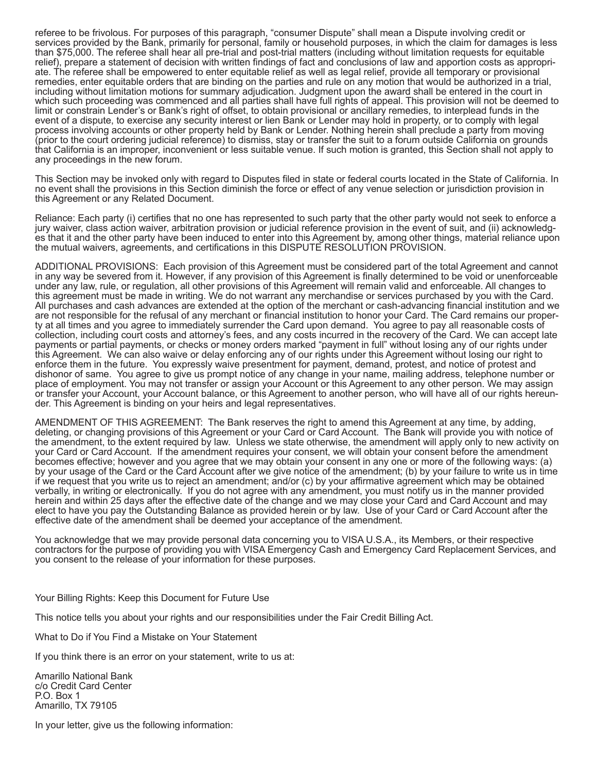referee to be frivolous. For purposes of this paragraph, "consumer Dispute" shall mean a Dispute involving credit or services provided by the Bank, primarily for personal, family or household purposes, in which the claim for damages is less than $75,000. The referee shall hear all pre-trial and post-trial matters (including without limitation requests for equitable relief), prepare a statement of decision with written findings of fact and conclusions of law and apportion costs as appropriate. The referee shall be empowered to enter equitable relief as well as legal relief, provide all temporary or provisional remedies, enter equitable orders that are binding on the parties and rule on any motion that would be authorized in a trial, including without limitation motions for summary adjudication. Judgment upon the award shall be entered in the court in which such proceeding was commenced and all parties shall have full rights of appeal. This provision will not be deemed to limit or constrain Lender's or Bank's right of offset, to obtain provisional or ancillary remedies, to interplead funds in the event of a dispute, to exercise any security interest or lien Bank or Lender may hold in property, or to comply with legal process involving accounts or other property held by Bank or Lender. Nothing herein shall preclude a party from moving (prior to the court ordering judicial reference) to dismiss, stay or transfer the suit to a forum outside California on grounds that California is an improper, inconvenient or less suitable venue. If such motion is granted, this Section shall not apply to any proceedings in the new forum.

This Section may be invoked only with regard to Disputes filed in state or federal courts located in the State of California. In no event shall the provisions in this Section diminish the force or effect of any venue selection or jurisdiction provision in this Agreement or any Related Document.

Reliance: Each party (i) certifies that no one has represented to such party that the other party would not seek to enforce a jury waiver, class action waiver, arbitration provision or judicial reference provision in the event of suit, and (ii) acknowledges that it and the other party have been induced to enter into this Agreement by, among other things, material reliance upon the mutual waivers, agreements, and certifications in this DISPUTE RESOLUTION PROVISION.

ADDITIONAL PROVISIONS: Each provision of this Agreement must be considered part of the total Agreement and cannot in any way be severed from it. However, if any provision of this Agreement is finally determined to be void or unenforceable under any law, rule, or regulation, all other provisions of this Agreement will remain valid and enforceable. All changes to this agreement must be made in writing. We do not warrant any merchandise or services purchased by you with the Card. All purchases and cash advances are extended at the option of the merchant or cash-advancing financial institution and we are not responsible for the refusal of any merchant or financial institution to honor your Card. The Card remains our property at all times and you agree to immediately surrender the Card upon demand. You agree to pay all reasonable costs of collection, including court costs and attorney's fees, and any costs incurred in the recovery of the Card. We can accept late payments or partial payments, or checks or money orders marked "payment in full" without losing any of our rights under this Agreement. We can also waive or delay enforcing any of our rights under this Agreement without losing our right to enforce them in the future. You expressly waive presentment for payment, demand, protest, and notice of protest and dishonor of same. You agree to give us prompt notice of any change in your name, mailing address, telephone number or place of employment. You may not transfer or assign your Account or this Agreement to any other person. We may assign or transfer your Account, your Account balance, or this Agreement to another person, who will have all of our rights hereunder. This Agreement is binding on your heirs and legal representatives.

AMENDMENT OF THIS AGREEMENT: The Bank reserves the right to amend this Agreement at any time, by adding, deleting, or changing provisions of this Agreement or your Card or Card Account. The Bank will provide you with notice of the amendment, to the extent required by law. Unless we state otherwise, the amendment will apply only to new activity on your Card or Card Account. If the amendment requires your consent, we will obtain your consent before the amendment becomes effective; however and you agree that we may obtain your consent in any one or more of the following ways: (a) by your usage of the Card or the Card Account after we give notice of the amendment; (b) by your failure to write us in time if we request that you write us to reject an amendment; and/or (c) by your affirmative agreement which may be obtained verbally, in writing or electronically. If you do not agree with any amendment, you must notify us in the manner provided herein and within 25 days after the effective date of the change and we may close your Card and Card Account and may elect to have you pay the Outstanding Balance as provided herein or by law. Use of your Card or Card Account after the effective date of the amendment shall be deemed your acceptance of the amendment.

You acknowledge that we may provide personal data concerning you to VISA U.S.A., its Members, or their respective contractors for the purpose of providing you with VISA Emergency Cash and Emergency Card Replacement Services, and you consent to the release of your information for these purposes.

Your Billing Rights: Keep this Document for Future Use

This notice tells you about your rights and our responsibilities under the Fair Credit Billing Act.

What to Do if You Find a Mistake on Your Statement

If you think there is an error on your statement, write to us at:

Amarillo National Bank  
c/o Credit Card Center  
P.O. Box 1  
Amarillo, TX 79105

In your letter, give us the following information: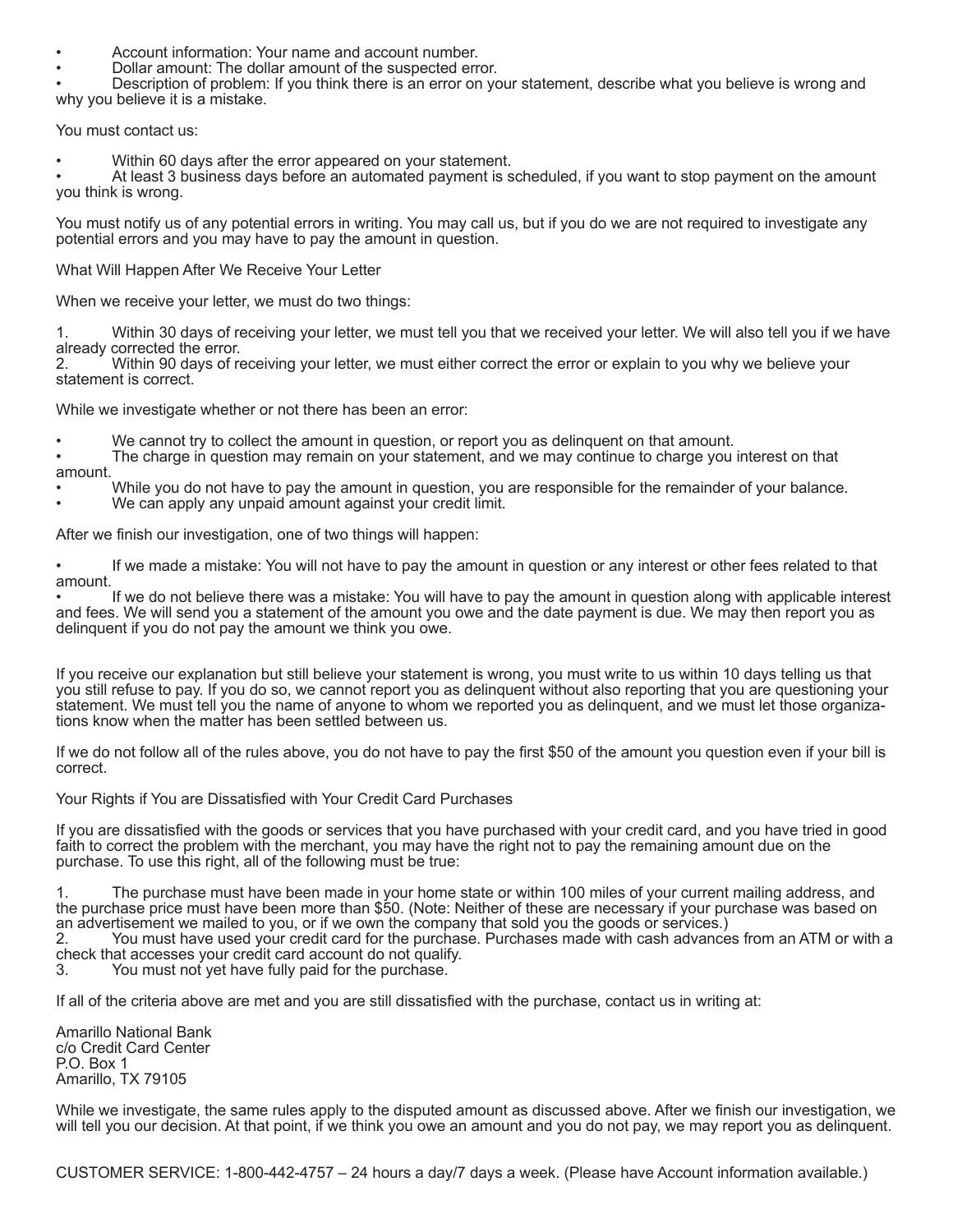- Account information: Your name and account number.
- Dollar amount: The dollar amount of the suspected error.
- Description of problem: If you think there is an error on your statement, describe what you believe is wrong and why you believe it is a mistake.

You must contact us:

- Within 60 days after the error appeared on your statement.
- At least 3 business days before an automated payment is scheduled, if you want to stop payment on the amount you think is wrong.

You must notify us of any potential errors in writing. You may call us, but if you do we are not required to investigate any potential errors and you may have to pay the amount in question.

## What Will Happen After We Receive Your Letter

When we receive your letter, we must do two things:

1. Within 30 days of receiving your letter, we must tell you that we received your letter. We will also tell you if we have already corrected the error.
2. Within 90 days of receiving your letter, we must either correct the error or explain to you why we believe your statement is correct.

While we investigate whether or not there has been an error:

- We cannot try to collect the amount in question, or report you as delinquent on that amount.
- The charge in question may remain on your statement, and we may continue to charge you interest on that amount.
- While you do not have to pay the amount in question, you are responsible for the remainder of your balance.
- We can apply any unpaid amount against your credit limit.

After we finish our investigation, one of two things will happen:

- If we made a mistake: You will not have to pay the amount in question or any interest or other fees related to that amount.
- If we do not believe there was a mistake: You will have to pay the amount in question along with applicable interest and fees. We will send you a statement of the amount you owe and the date payment is due. We may then report you as delinquent if you do not pay the amount we think you owe.

If you receive our explanation but still believe your statement is wrong, you must write to us within 10 days telling us that you still refuse to pay. If you do so, we cannot report you as delinquent without also reporting that you are questioning your statement. We must tell you the name of anyone to whom we reported you as delinquent, and we must let those organizations know when the matter has been settled between us.

If we do not follow all of the rules above, you do not have to pay the first $50 of the amount you question even if your bill is correct.

## Your Rights if You are Dissatisfied with Your Credit Card Purchases

If you are dissatisfied with the goods or services that you have purchased with your credit card, and you have tried in good faith to correct the problem with the merchant, you may have the right not to pay the remaining amount due on the purchase. To use this right, all of the following must be true:

1. The purchase must have been made in your home state or within 100 miles of your current mailing address, and the purchase price must have been more than $50. (Note: Neither of these are necessary if your purchase was based on an advertisement we mailed to you, or if we own the company that sold you the goods or services.)
2. You must have used your credit card for the purchase. Purchases made with cash advances from an ATM or with a check that accesses your credit card account do not qualify.
3. You must not yet have fully paid for the purchase.

If all of the criteria above are met and you are still dissatisfied with the purchase, contact us in writing at:

Amarillo National Bank  
c/o Credit Card Center  
P.O. Box 1  
Amarillo, TX 79105

While we investigate, the same rules apply to the disputed amount as discussed above. After we finish our investigation, we will tell you our decision. At that point, if we think you owe an amount and you do not pay, we may report you as delinquent.

CUSTOMER SERVICE: 1-800-442-4757 – 24 hours a day/7 days a week. (Please have Account information available.)